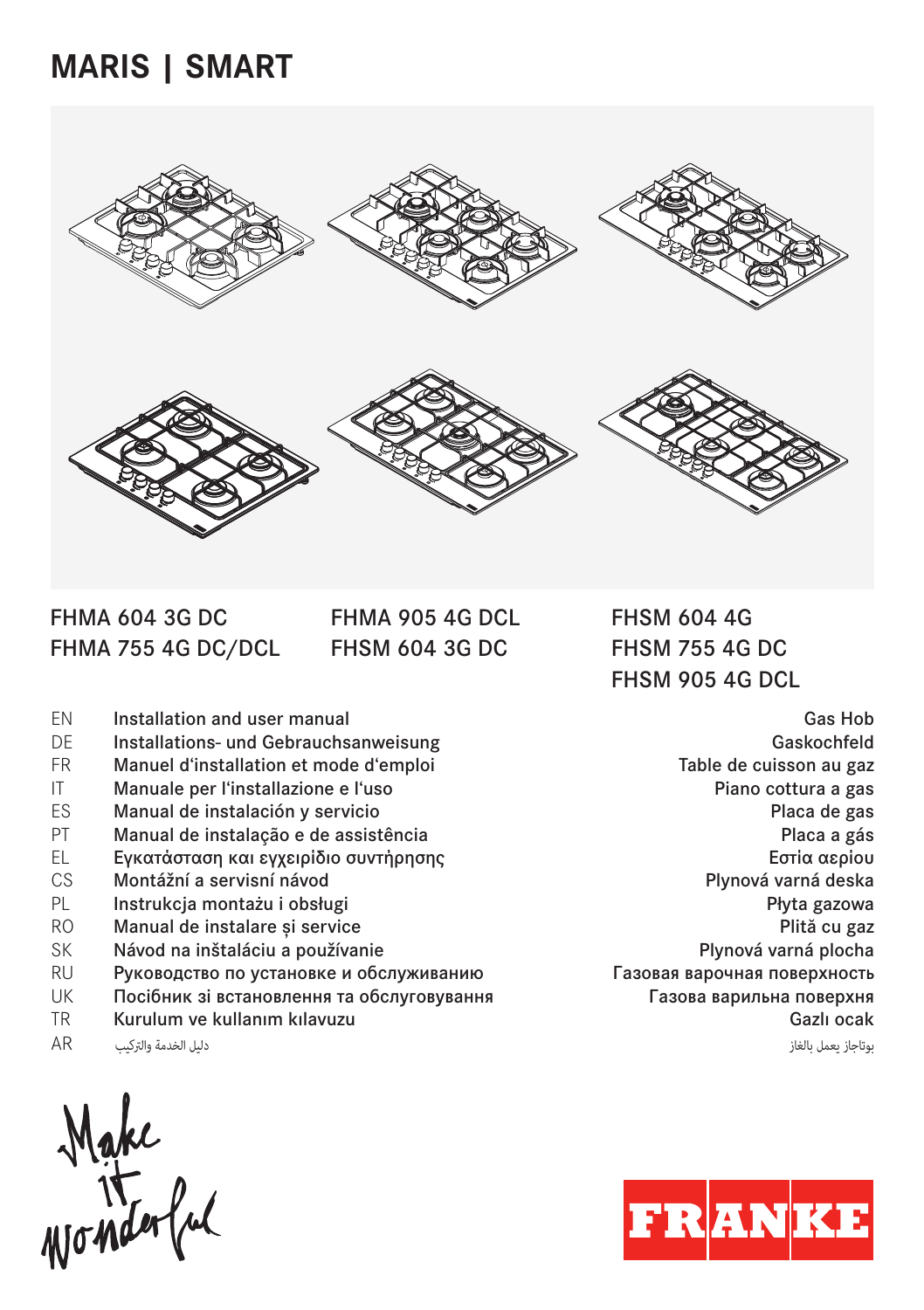# MARIS | SMART

FHMA 604 3G DC
FHMA 755 4G DC/DCL
FHMA 905 4G DCL
FHSM 604 3G DC
FHSM 604 4G
FHSM 755 4G DC
FHSM 905 4G DCL

| | | |
|---|---|---|
| EN | Installation and user manual | Gas Hob |
| DE | Installations- und Gebrauchsanweisung | Gaskochfeld |
| FR | Manuel d'installation et mode d'emploi | Table de cuisson au gaz |
| IT | Manuale per l'installazione e l'uso | Piano cottura a gas |
| ES | Manual de instalación y servicio | Placa de gas |
| PT | Manual de instalação e de assistência | Placa a gás |
| EL | Εγκατάσταση και εγχειρίδιο συντήρησης | Εστία αερίου |
| CS | Montážní a servisní návod | Plynová varná deska |
| PL | Instrukcja montażu i obsługi | Płyta gazowa |
| RO | Manual de instalare și service | Plită cu gaz |
| SK | Návod na inštaláciu a používanie | Plynová varná plocha |
| RU | Руководство по установке и обслуживанию | Газовая варочная поверхность |
| UK | Посібник зі встановлення та обслуговування | Газова варильна поверхня |
| TR | Kurulum ve kullanım kılavuzu | Gazlı ocak |
| AR | دليل الخدمة والتركيب | بوتاجاز يعمل بالغاز |

Make it wonderful

FRANKE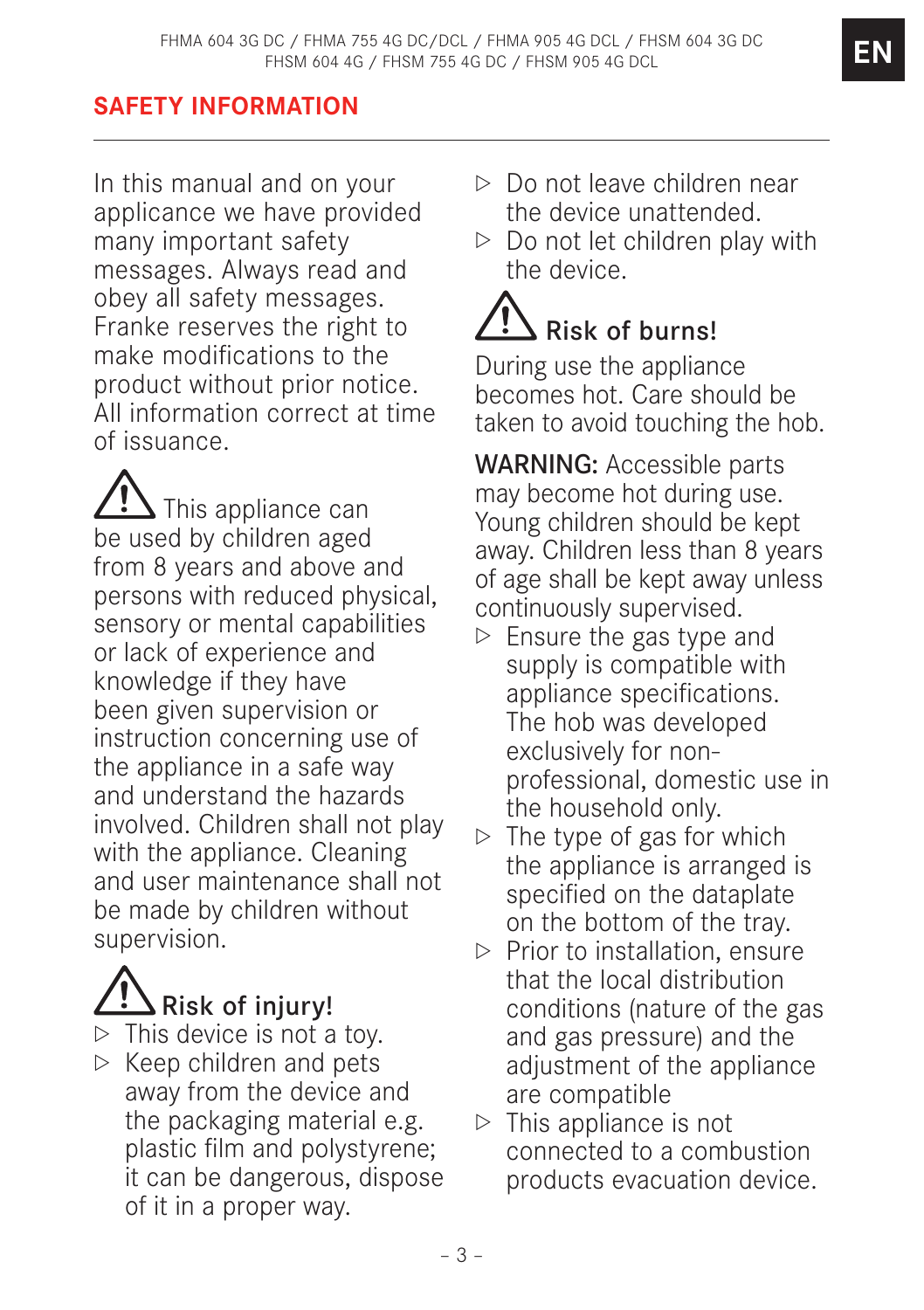## SAFETY INFORMATION

In this manual and on your applicance we have provided many important safety messages. Always read and obey all safety messages. Franke reserves the right to make modifications to the product without prior notice. All information correct at time of issuance.

⚠ This appliance can be used by children aged from 8 years and above and persons with reduced physical, sensory or mental capabilities or lack of experience and knowledge if they have been given supervision or instruction concerning use of the appliance in a safe way and understand the hazards involved. Children shall not play with the appliance. Cleaning and user maintenance shall not be made by children without supervision.

### ⚠ Risk of injury!

- ▷ This device is not a toy.
- ▷ Keep children and pets away from the device and the packaging material e.g. plastic film and polystyrene; it can be dangerous, dispose of it in a proper way.
- ▷ Do not leave children near the device unattended.
- ▷ Do not let children play with the device.

### ⚠ Risk of burns!

During use the appliance becomes hot. Care should be taken to avoid touching the hob.

**WARNING:** Accessible parts may become hot during use. Young children should be kept away. Children less than 8 years of age shall be kept away unless continuously supervised.

- ▷ Ensure the gas type and supply is compatible with appliance specifications. The hob was developed exclusively for non-professional, domestic use in the household only.
- ▷ The type of gas for which the appliance is arranged is specified on the dataplate on the bottom of the tray.
- ▷ Prior to installation, ensure that the local distribution conditions (nature of the gas and gas pressure) and the adjustment of the appliance are compatible
- ▷ This appliance is not connected to a combustion products evacuation device.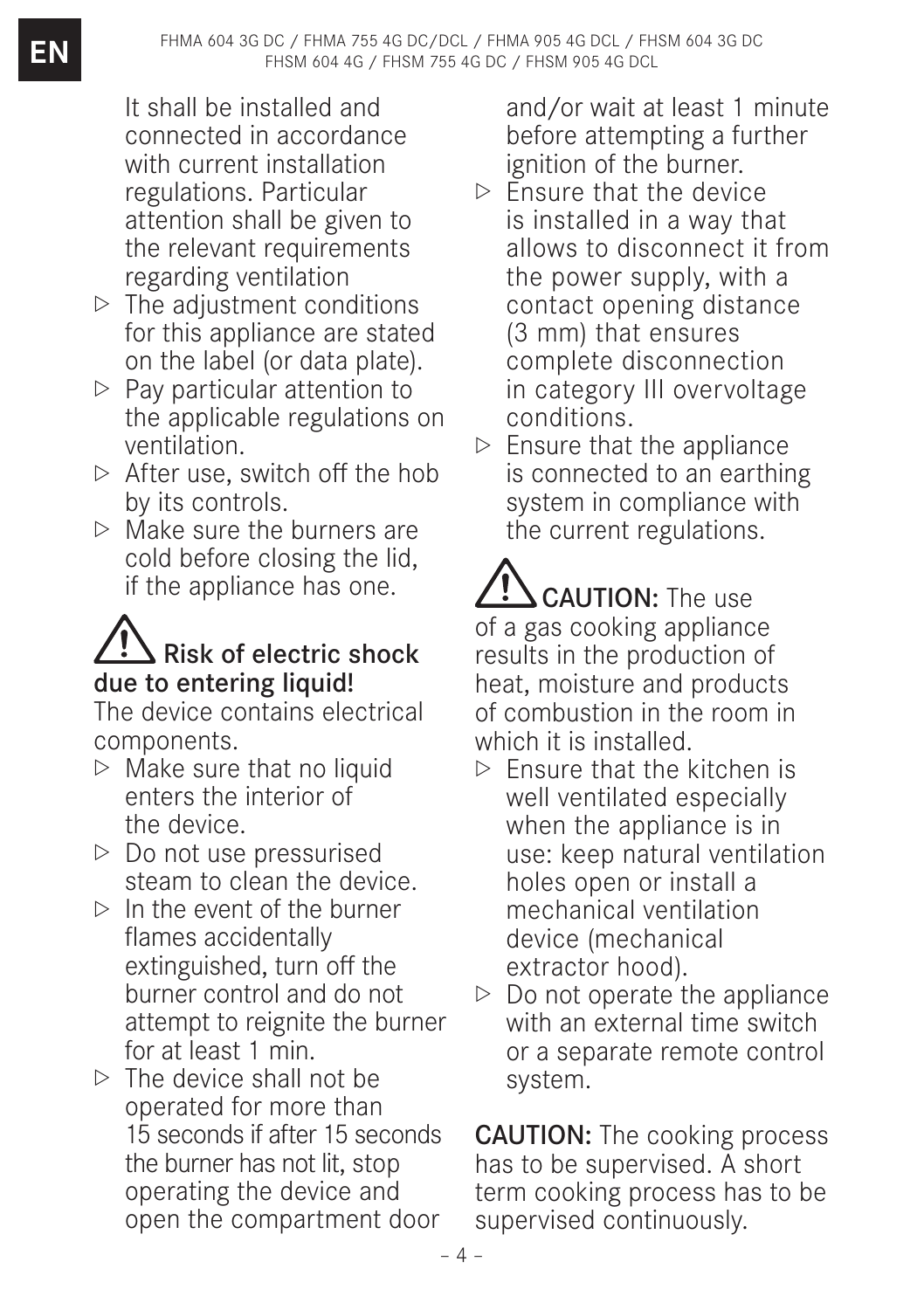It shall be installed and connected in accordance with current installation regulations. Particular attention shall be given to the relevant requirements regarding ventilation

- ▷ The adjustment conditions for this appliance are stated on the label (or data plate).
- ▷ Pay particular attention to the applicable regulations on ventilation.
- ▷ After use, switch off the hob by its controls.
- ▷ Make sure the burners are cold before closing the lid, if the appliance has one.

**⚠ Risk of electric shock due to entering liquid!**

The device contains electrical components.

- ▷ Make sure that no liquid enters the interior of the device.
- ▷ Do not use pressurised steam to clean the device.
- ▷ In the event of the burner flames accidentally extinguished, turn off the burner control and do not attempt to reignite the burner for at least 1 min.
- ▷ The device shall not be operated for more than 15 seconds if after 15 seconds the burner has not lit, stop operating the device and open the compartment door and/or wait at least 1 minute before attempting a further ignition of the burner.
- ▷ Ensure that the device is installed in a way that allows to disconnect it from the power supply, with a contact opening distance (3 mm) that ensures complete disconnection in category III overvoltage conditions.
- ▷ Ensure that the appliance is connected to an earthing system in compliance with the current regulations.

⚠ **CAUTION:** The use of a gas cooking appliance results in the production of heat, moisture and products of combustion in the room in which it is installed.

- ▷ Ensure that the kitchen is well ventilated especially when the appliance is in use: keep natural ventilation holes open or install a mechanical ventilation device (mechanical extractor hood).
- ▷ Do not operate the appliance with an external time switch or a separate remote control system.

**CAUTION:** The cooking process has to be supervised. A short term cooking process has to be supervised continuously.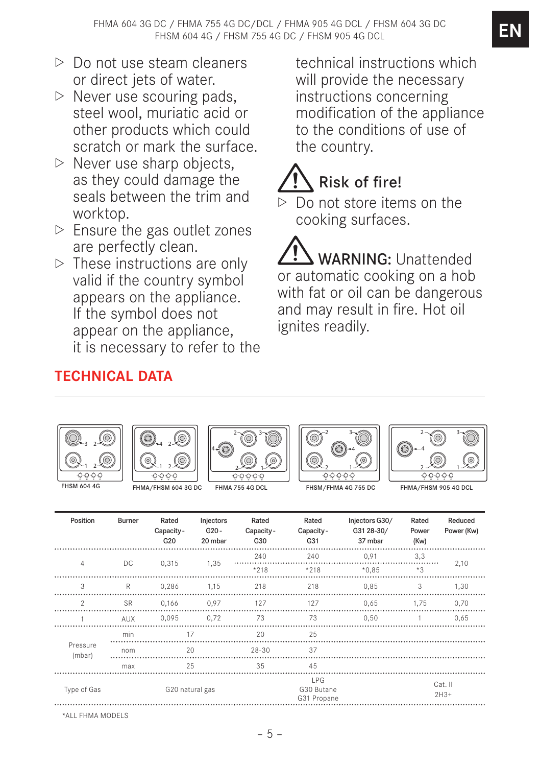- ▷ Do not use steam cleaners or direct jets of water.
- ▷ Never use scouring pads, steel wool, muriatic acid or other products which could scratch or mark the surface.
- ▷ Never use sharp objects, as they could damage the seals between the trim and worktop.
- ▷ Ensure the gas outlet zones are perfectly clean.
- ▷ These instructions are only valid if the country symbol appears on the appliance. If the symbol does not appear on the appliance, it is necessary to refer to the technical instructions which will provide the necessary instructions concerning modification of the appliance to the conditions of use of the country.

## ⚠ Risk of fire!

- ▷ Do not store items on the cooking surfaces.

⚠ **WARNING:** Unattended or automatic cooking on a hob with fat or oil can be dangerous and may result in fire. Hot oil ignites readily.

## TECHNICAL DATA

FHSM 604 4G — FHMA/FHSM 604 3G DC — FHMA 755 4G DCL — FHSM/FHMA 4G 755 DC — FHMA/FHSM 905 4G DCL

| Position | Burner | Rated Capacity - G20 | Injectors G20 - 20 mbar | Rated Capacity - G30 | Rated Capacity - G31 | Injectors G30/ G31 28-30/ 37 mbar | Rated Power (Kw) | Reduced Power (Kw) |
|---|---|---|---|---|---|---|---|---|
| 4 | DC | 0,315 | 1,35 | 240 | 240 | 0,91 | 3,3 | 2,10 |
| | | | | *218 | *218 | *0,85 | *3 | |
| 3 | R | 0,286 | 1,15 | 218 | 218 | 0,85 | 3 | 1,30 |
| 2 | SR | 0,166 | 0,97 | 127 | 127 | 0,65 | 1,75 | 0,70 |
| 1 | AUX | 0,095 | 0,72 | 73 | 73 | 0,50 | 1 | 0,65 |
| Pressure (mbar) | min | 17 | | 20 | 25 | | | |
| | nom | 20 | | 28-30 | 37 | | | |
| | max | 25 | | 35 | 45 | | | |
| Type of Gas | | G20 natural gas | | | LPG G30 Butane G31 Propane | | Cat. II 2H3+ | |

*ALL FHMA MODELS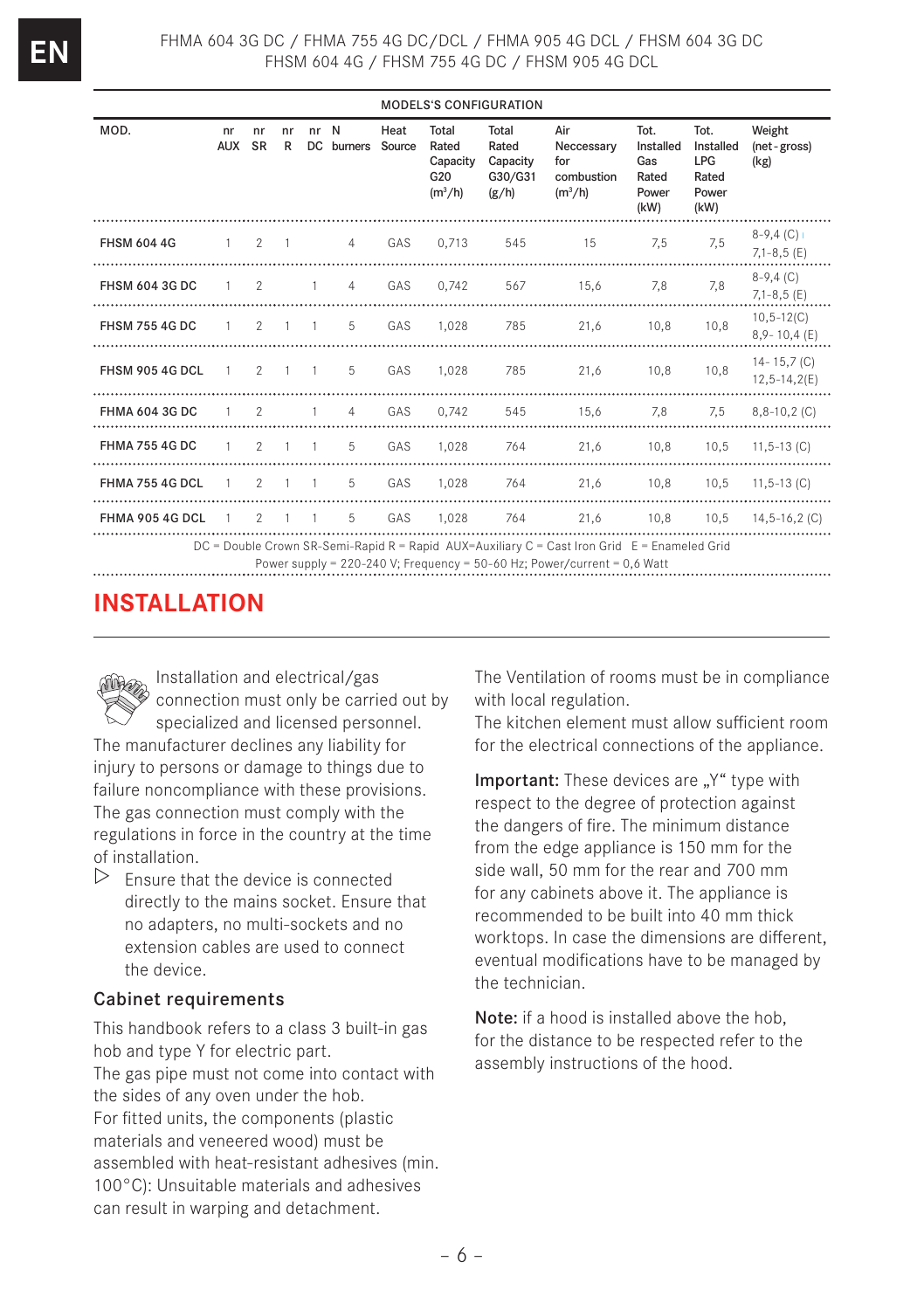| MODELS'S CONFIGURATION | | | | | | | | | | | | |
|---|---|---|---|---|---|---|---|---|---|---|---|---|
| MOD. | nr AUX | nr SR | nr R | nr DC | N burners | Heat Source | Total Rated Capacity G20 ($m^3/h$) | Total Rated Capacity G30/G31 (g/h) | Air Neccessary for combustion ($m^3/h$) | Tot. Installed Gas Rated Power (kW) | Tot. Installed LPG Rated Power (kW) | Weight (net-gross) (kg) |
| FHSM 604 4G | 1 | 2 | 1 | | 4 | GAS | 0,713 | 545 | 15 | 7,5 | 7,5 | 8-9,4 (C) 7,1-8,5 (E) |
| FHSM 604 3G DC | 1 | 2 | | 1 | 4 | GAS | 0,742 | 567 | 15,6 | 7,8 | 7,8 | 8-9,4 (C) 7,1-8,5 (E) |
| FHSM 755 4G DC | 1 | 2 | 1 | 1 | 5 | GAS | 1,028 | 785 | 21,6 | 10,8 | 10,8 | 10,5-12(C) 8,9- 10,4 (E) |
| FHSM 905 4G DCL | 1 | 2 | 1 | 1 | 5 | GAS | 1,028 | 785 | 21,6 | 10,8 | 10,8 | 14- 15,7 (C) 12,5-14,2(E) |
| FHMA 604 3G DC | 1 | 2 | | 1 | 4 | GAS | 0,742 | 545 | 15,6 | 7,8 | 7,5 | 8,8-10,2 (C) |
| FHMA 755 4G DC | 1 | 2 | 1 | 1 | 5 | GAS | 1,028 | 764 | 21,6 | 10,8 | 10,5 | 11,5-13 (C) |
| FHMA 755 4G DCL | 1 | 2 | 1 | 1 | 5 | GAS | 1,028 | 764 | 21,6 | 10,8 | 10,5 | 11,5-13 (C) |
| FHMA 905 4G DCL | 1 | 2 | 1 | 1 | 5 | GAS | 1,028 | 764 | 21,6 | 10,8 | 10,5 | 14,5-16,2 (C) |

DC = Double Crown SR-Semi-Rapid R = Rapid AUX=Auxiliary C = Cast Iron Grid E = Enameled Grid
Power supply = 220-240 V; Frequency = 50-60 Hz; Power/current = 0,6 Watt

# INSTALLATION

Installation and electrical/gas connection must only be carried out by specialized and licensed personnel.
The manufacturer declines any liability for injury to persons or damage to things due to failure noncompliance with these provisions.
The gas connection must comply with the regulations in force in the country at the time of installation.

▷ Ensure that the device is connected directly to the mains socket. Ensure that no adapters, no multi-sockets and no extension cables are used to connect the device.

## Cabinet requirements

This handbook refers to a class 3 built-in gas hob and type Y for electric part.
The gas pipe must not come into contact with the sides of any oven under the hob.
For fitted units, the components (plastic materials and veneered wood) must be assembled with heat-resistant adhesives (min. 100°C): Unsuitable materials and adhesives can result in warping and detachment.

The Ventilation of rooms must be in compliance with local regulation.
The kitchen element must allow sufficient room for the electrical connections of the appliance.

**Important:** These devices are „Y" type with respect to the degree of protection against the dangers of fire. The minimum distance from the edge appliance is 150 mm for the side wall, 50 mm for the rear and 700 mm for any cabinets above it. The appliance is recommended to be built into 40 mm thick worktops. In case the dimensions are different, eventual modifications have to be managed by the technician.

**Note:** if a hood is installed above the hob, for the distance to be respected refer to the assembly instructions of the hood.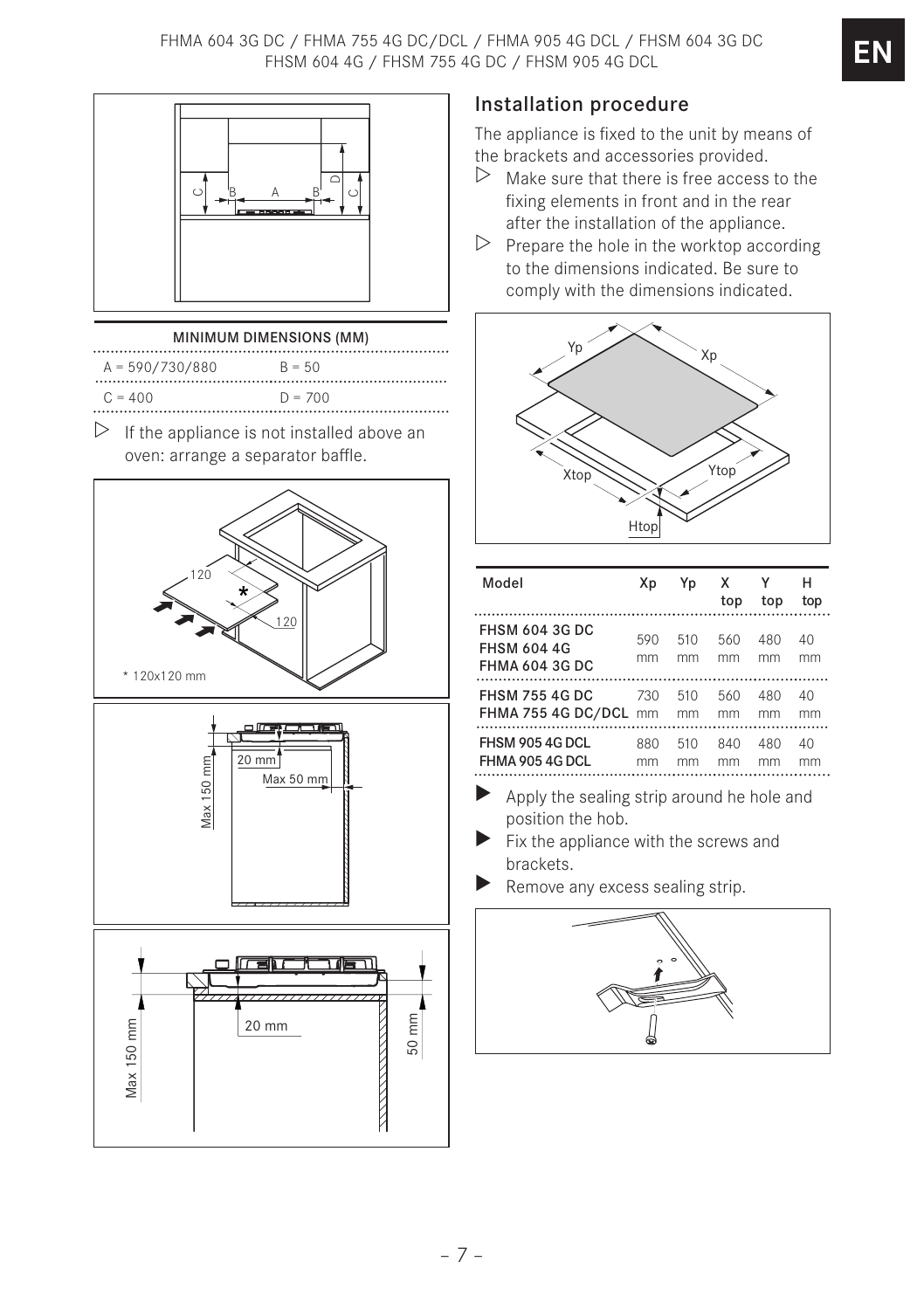### MINIMUM DIMENSIONS (MM)

| | |
|---|---|
| A = 590/730/880 | B = 50 |
| C = 400 | D = 700 |

▷ If the appliance is not installed above an oven: arrange a separator baffle.

\* 120x120 mm

## Installation procedure

The appliance is fixed to the unit by means of the brackets and accessories provided.

▷ Make sure that there is free access to the fixing elements in front and in the rear after the installation of the appliance.

▷ Prepare the hole in the worktop according to the dimensions indicated. Be sure to comply with the dimensions indicated.

| Model | Xp | Yp | X top | Y top | H top |
|---|---|---|---|---|---|
| **FHSM 604 3G DC**<br>**FHSM 604 4G**<br>**FHMA 604 3G DC** | 590 mm | 510 mm | 560 mm | 480 mm | 40 mm |
| **FHSM 755 4G DC**<br>**FHMA 755 4G DC/DCL** | 730 mm | 510 mm | 560 mm | 480 mm | 40 mm |
| **FHSM 905 4G DCL**<br>**FHMA 905 4G DCL** | 880 mm | 510 mm | 840 mm | 480 mm | 40 mm |

▶ Apply the sealing strip around he hole and position the hob.

▶ Fix the appliance with the screws and brackets.

▶ Remove any excess sealing strip.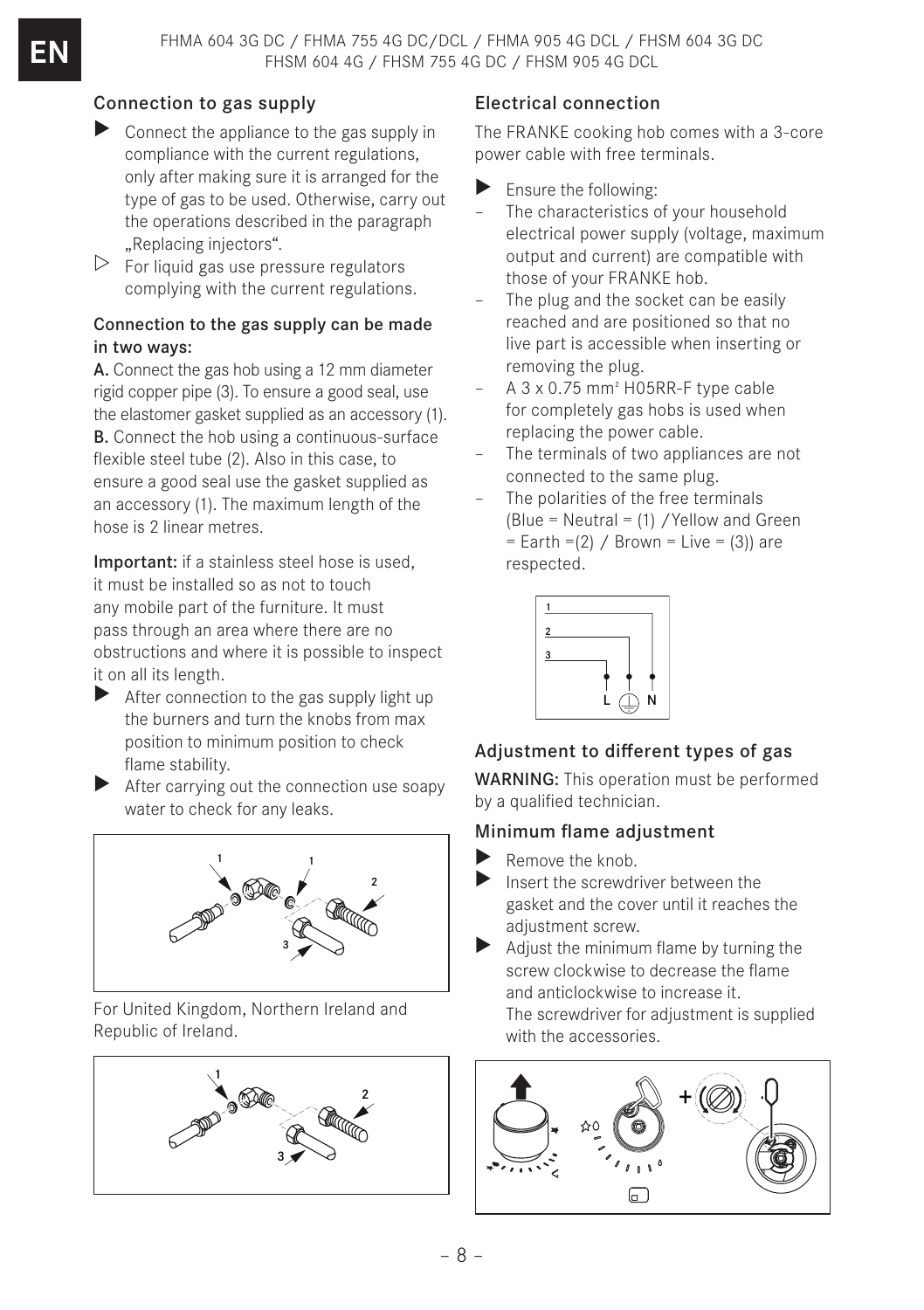## Connection to gas supply

- ▶ Connect the appliance to the gas supply in compliance with the current regulations, only after making sure it is arranged for the type of gas to be used. Otherwise, carry out the operations described in the paragraph „Replacing injectors".
- ▷ For liquid gas use pressure regulators complying with the current regulations.

### Connection to the gas supply can be made in two ways:

**A.** Connect the gas hob using a 12 mm diameter rigid copper pipe (3). To ensure a good seal, use the elastomer gasket supplied as an accessory (1).
**B.** Connect the hob using a continuous-surface flexible steel tube (2). Also in this case, to ensure a good seal use the gasket supplied as an accessory (1). The maximum length of the hose is 2 linear metres.

**Important:** if a stainless steel hose is used, it must be installed so as not to touch any mobile part of the furniture. It must pass through an area where there are no obstructions and where it is possible to inspect it on all its length.

- ▶ After connection to the gas supply light up the burners and turn the knobs from max position to minimum position to check flame stability.
- ▶ After carrying out the connection use soapy water to check for any leaks.

For United Kingdom, Northern Ireland and Republic of Ireland.

## Electrical connection

The FRANKE cooking hob comes with a 3-core power cable with free terminals.

- ▶ Ensure the following:
  - The characteristics of your household electrical power supply (voltage, maximum output and current) are compatible with those of your FRANKE hob.
  - The plug and the socket can be easily reached and are positioned so that no live part is accessible when inserting or removing the plug.
  - A 3 x 0.75 mm² H05RR-F type cable for completely gas hobs is used when replacing the power cable.
  - The terminals of two appliances are not connected to the same plug.
  - The polarities of the free terminals (Blue = Neutral = (1) /Yellow and Green = Earth =(2) / Brown = Live = (3)) are respected.

## Adjustment to different types of gas

**WARNING:** This operation must be performed by a qualified technician.

## Minimum flame adjustment

- ▶ Remove the knob.
- ▶ Insert the screwdriver between the gasket and the cover until it reaches the adjustment screw.
- ▶ Adjust the minimum flame by turning the screw clockwise to decrease the flame and anticlockwise to increase it.
  The screwdriver for adjustment is supplied with the accessories.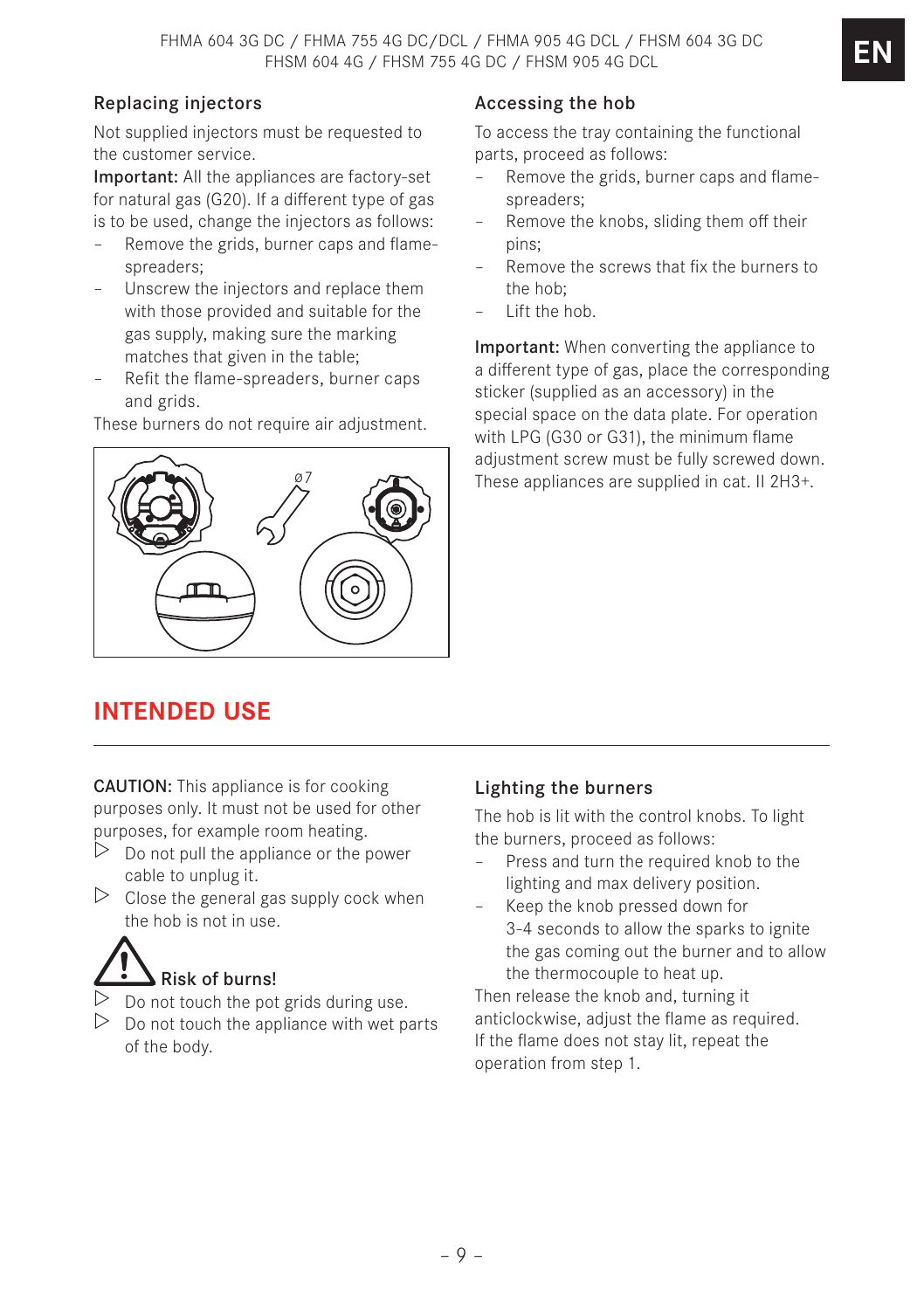### Replacing injectors

Not supplied injectors must be requested to the customer service.

**Important:** All the appliances are factory-set for natural gas (G20). If a different type of gas is to be used, change the injectors as follows:

- Remove the grids, burner caps and flame-spreaders;
- Unscrew the injectors and replace them with those provided and suitable for the gas supply, making sure the marking matches that given in the table;
- Refit the flame-spreaders, burner caps and grids.

These burners do not require air adjustment.

### Accessing the hob

To access the tray containing the functional parts, proceed as follows:

- Remove the grids, burner caps and flame-spreaders;
- Remove the knobs, sliding them off their pins;
- Remove the screws that fix the burners to the hob;
- Lift the hob.

**Important:** When converting the appliance to a different type of gas, place the corresponding sticker (supplied as an accessory) in the special space on the data plate. For operation with LPG (G30 or G31), the minimum flame adjustment screw must be fully screwed down. These appliances are supplied in cat. II 2H3+.

## INTENDED USE

**CAUTION:** This appliance is for cooking purposes only. It must not be used for other purposes, for example room heating.

▷ Do not pull the appliance or the power cable to unplug it.

▷ Close the general gas supply cock when the hob is not in use.

**Risk of burns!**

▷ Do not touch the pot grids during use.

▷ Do not touch the appliance with wet parts of the body.

### Lighting the burners

The hob is lit with the control knobs. To light the burners, proceed as follows:

- Press and turn the required knob to the lighting and max delivery position.
- Keep the knob pressed down for 3-4 seconds to allow the sparks to ignite the gas coming out the burner and to allow the thermocouple to heat up.

Then release the knob and, turning it anticlockwise, adjust the flame as required. If the flame does not stay lit, repeat the operation from step 1.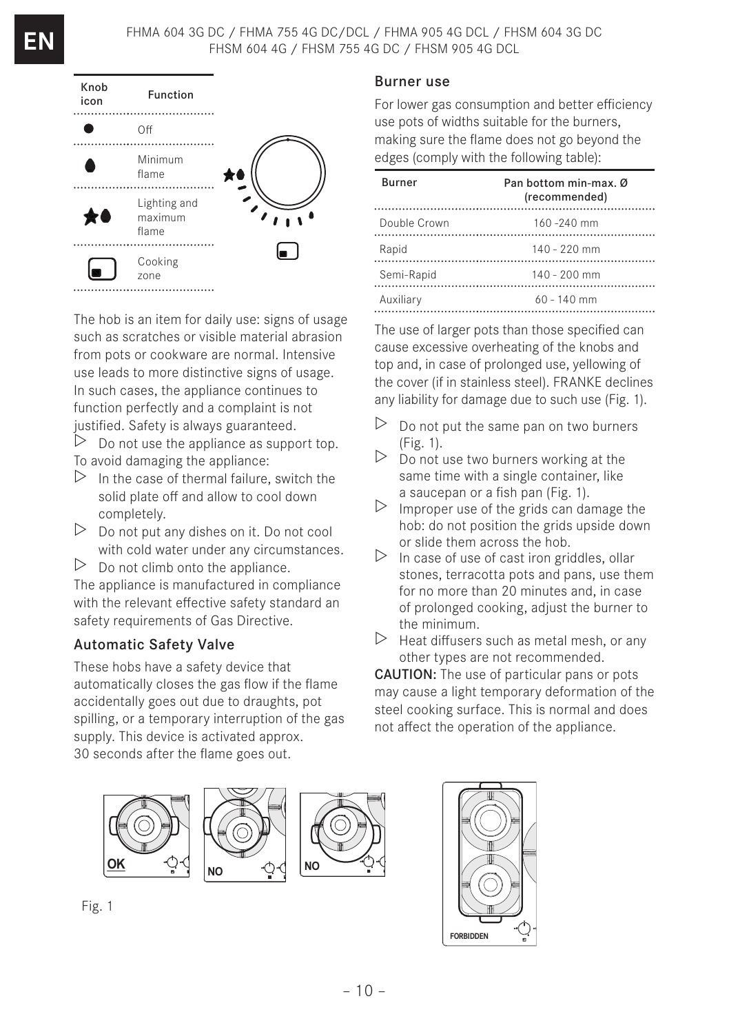| Knob icon | Function |
| --- | --- |
| ● | Off |
| (flame icon) | Minimum flame |
| ★ (flame icon) | Lighting and maximum flame |
| (cooking zone icon) | Cooking zone |

The hob is an item for daily use: signs of usage such as scratches or visible material abrasion from pots or cookware are normal. Intensive use leads to more distinctive signs of usage. In such cases, the appliance continues to function perfectly and a complaint is not justified. Safety is always guaranteed.

▷ Do not use the appliance as support top.

To avoid damaging the appliance:

▷ In the case of thermal failure, switch the solid plate off and allow to cool down completely.

▷ Do not put any dishes on it. Do not cool with cold water under any circumstances.

▷ Do not climb onto the appliance.

The appliance is manufactured in compliance with the relevant effective safety standard an safety requirements of Gas Directive.

## Automatic Safety Valve

These hobs have a safety device that automatically closes the gas flow if the flame accidentally goes out due to draughts, pot spilling, or a temporary interruption of the gas supply. This device is activated approx. 30 seconds after the flame goes out.

## Burner use

For lower gas consumption and better efficiency use pots of widths suitable for the burners, making sure the flame does not go beyond the edges (comply with the following table):

| Burner | Pan bottom min-max. Ø (recommended) |
| --- | --- |
| Double Crown | 160 -240 mm |
| Rapid | 140 - 220 mm |
| Semi-Rapid | 140 - 200 mm |
| Auxiliary | 60 - 140 mm |

The use of larger pots than those specified can cause excessive overheating of the knobs and top and, in case of prolonged use, yellowing of the cover (if in stainless steel). FRANKE declines any liability for damage due to such use (Fig. 1).

▷ Do not put the same pan on two burners (Fig. 1).

▷ Do not use two burners working at the same time with a single container, like a saucepan or a fish pan (Fig. 1).

▷ Improper use of the grids can damage the hob: do not position the grids upside down or slide them across the hob.

▷ In case of use of cast iron griddles, ollar stones, terracotta pots and pans, use them for no more than 20 minutes and, in case of prolonged cooking, adjust the burner to the minimum.

▷ Heat diffusers such as metal mesh, or any other types are not recommended.

**CAUTION:** The use of particular pans or pots may cause a light temporary deformation of the steel cooking surface. This is normal and does not affect the operation of the appliance.

OK NO NO FORBIDDEN

Fig. 1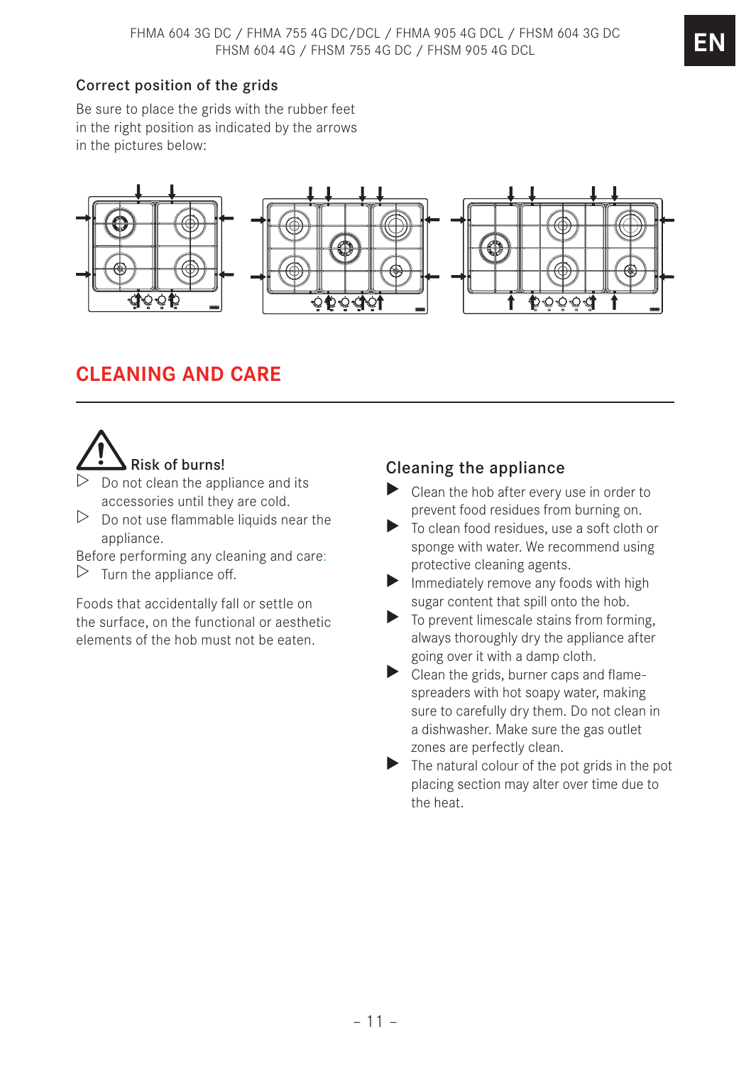### Correct position of the grids

Be sure to place the grids with the rubber feet in the right position as indicated by the arrows in the pictures below:

## CLEANING AND CARE

### Risk of burns!

- Do not clean the appliance and its accessories until they are cold.
- Do not use flammable liquids near the appliance.

Before performing any cleaning and care:

- Turn the appliance off.

Foods that accidentally fall or settle on the surface, on the functional or aesthetic elements of the hob must not be eaten.

### Cleaning the appliance

- Clean the hob after every use in order to prevent food residues from burning on.
- To clean food residues, use a soft cloth or sponge with water. We recommend using protective cleaning agents.
- Immediately remove any foods with high sugar content that spill onto the hob.
- To prevent limescale stains from forming, always thoroughly dry the appliance after going over it with a damp cloth.
- Clean the grids, burner caps and flame-spreaders with hot soapy water, making sure to carefully dry them. Do not clean in a dishwasher. Make sure the gas outlet zones are perfectly clean.
- The natural colour of the pot grids in the pot placing section may alter over time due to the heat.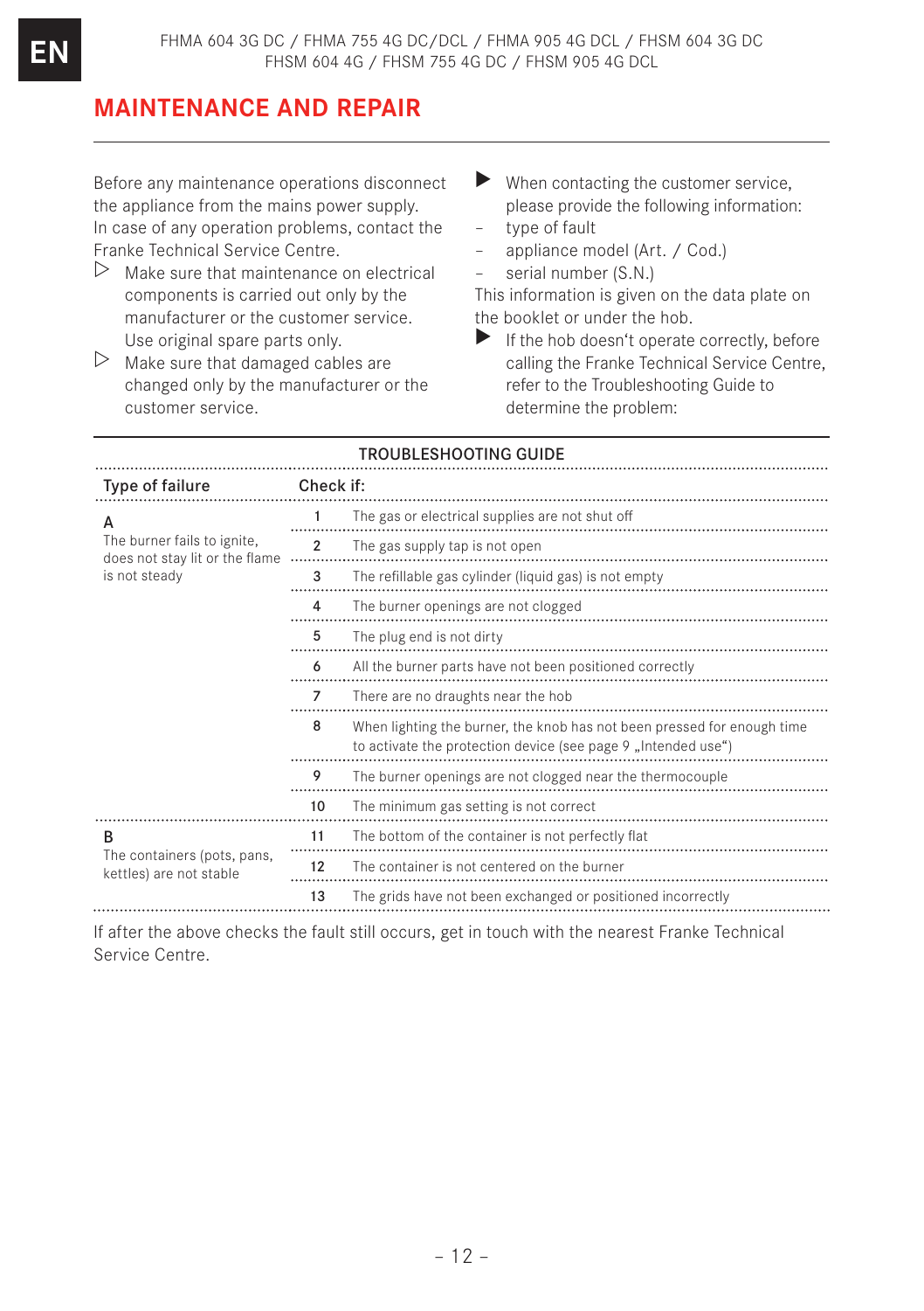# MAINTENANCE AND REPAIR

Before any maintenance operations disconnect the appliance from the mains power supply. In case of any operation problems, contact the Franke Technical Service Centre.

- ▷ Make sure that maintenance on electrical components is carried out only by the manufacturer or the customer service. Use original spare parts only.
- ▷ Make sure that damaged cables are changed only by the manufacturer or the customer service.

- ▶ When contacting the customer service, please provide the following information:
  - type of fault
  - appliance model (Art. / Cod.)
  - serial number (S.N.)

This information is given on the data plate on the booklet or under the hob.

- ▶ If the hob doesn't operate correctly, before calling the Franke Technical Service Centre, refer to the Troubleshooting Guide to determine the problem:

**TROUBLESHOOTING GUIDE**

| Type of failure | Check if: | |
|---|---|---|
| A<br>The burner fails to ignite, does not stay lit or the flame is not steady | 1 | The gas or electrical supplies are not shut off |
| | 2 | The gas supply tap is not open |
| | 3 | The refillable gas cylinder (liquid gas) is not empty |
| | 4 | The burner openings are not clogged |
| | 5 | The plug end is not dirty |
| | 6 | All the burner parts have not been positioned correctly |
| | 7 | There are no draughts near the hob |
| | 8 | When lighting the burner, the knob has not been pressed for enough time to activate the protection device (see page 9 „Intended use“) |
| | 9 | The burner openings are not clogged near the thermocouple |
| | 10 | The minimum gas setting is not correct |
| B<br>The containers (pots, pans, kettles) are not stable | 11 | The bottom of the container is not perfectly flat |
| | 12 | The container is not centered on the burner |
| | 13 | The grids have not been exchanged or positioned incorrectly |

If after the above checks the fault still occurs, get in touch with the nearest Franke Technical Service Centre.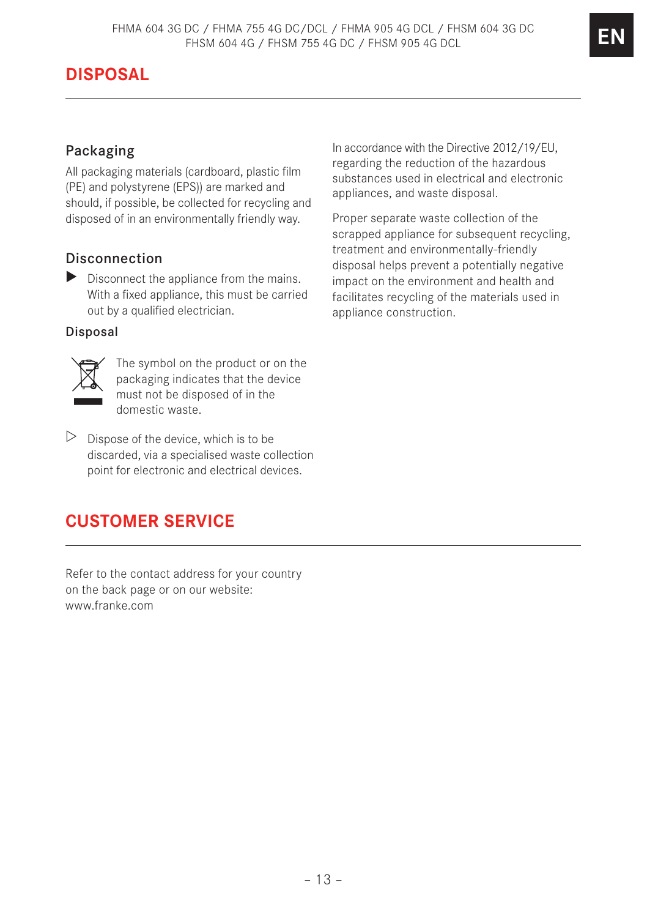# DISPOSAL

## Packaging

All packaging materials (cardboard, plastic film (PE) and polystyrene (EPS)) are marked and should, if possible, be collected for recycling and disposed of in an environmentally friendly way.

## Disconnection

▶ Disconnect the appliance from the mains. With a fixed appliance, this must be carried out by a qualified electrician.

### Disposal

The symbol on the product or on the packaging indicates that the device must not be disposed of in the domestic waste.

▷ Dispose of the device, which is to be discarded, via a specialised waste collection point for electronic and electrical devices.

In accordance with the Directive 2012/19/EU, regarding the reduction of the hazardous substances used in electrical and electronic appliances, and waste disposal.

Proper separate waste collection of the scrapped appliance for subsequent recycling, treatment and environmentally-friendly disposal helps prevent a potentially negative impact on the environment and health and facilitates recycling of the materials used in appliance construction.

# CUSTOMER SERVICE

Refer to the contact address for your country on the back page or on our website: www.franke.com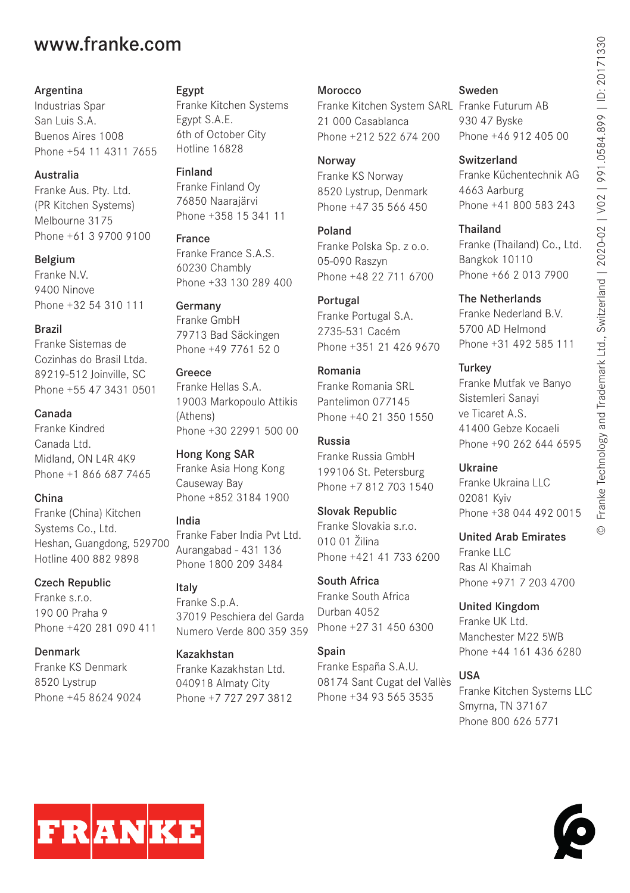# www.franke.com

**Argentina**
Industrias Spar
San Luis S.A.
Buenos Aires 1008
Phone +54 11 4311 7655

**Australia**
Franke Aus. Pty. Ltd.
(PR Kitchen Systems)
Melbourne 3175
Phone +61 3 9700 9100

**Belgium**
Franke N.V.
9400 Ninove
Phone +32 54 310 111

**Brazil**
Franke Sistemas de
Cozinhas do Brasil Ltda.
89219-512 Joinville, SC
Phone +55 47 3431 0501

**Canada**
Franke Kindred
Canada Ltd.
Midland, ON L4R 4K9
Phone +1 866 687 7465

**China**
Franke (China) Kitchen
Systems Co., Ltd.
Heshan, Guangdong, 529700
Hotline 400 882 9898

**Czech Republic**
Franke s.r.o.
190 00 Praha 9
Phone +420 281 090 411

**Denmark**
Franke KS Denmark
8520 Lystrup
Phone +45 8624 9024

**Egypt**
Franke Kitchen Systems
Egypt S.A.E.
6th of October City
Hotline 16828

**Finland**
Franke Finland Oy
76850 Naarajärvi
Phone +358 15 341 11

**France**
Franke France S.A.S.
60230 Chambly
Phone +33 130 289 400

**Germany**
Franke GmbH
79713 Bad Säckingen
Phone +49 7761 52 0

**Greece**
Franke Hellas S.A.
19003 Markopoulo Attikis
(Athens)
Phone +30 22991 500 00

**Hong Kong SAR**
Franke Asia Hong Kong
Causeway Bay
Phone +852 3184 1900

**India**
Franke Faber India Pvt Ltd.
Aurangabad - 431 136
Phone 1800 209 3484

**Italy**
Franke S.p.A.
37019 Peschiera del Garda
Numero Verde 800 359 359

**Kazakhstan**
Franke Kazakhstan Ltd.
040918 Almaty City
Phone +7 727 297 3812

**Morocco**
Franke Kitchen System SARL
21 000 Casablanca
Phone +212 522 674 200

**Norway**
Franke KS Norway
8520 Lystrup, Denmark
Phone +47 35 566 450

**Poland**
Franke Polska Sp. z o.o.
05-090 Raszyn
Phone +48 22 711 6700

**Portugal**
Franke Portugal S.A.
2735-531 Cacém
Phone +351 21 426 9670

**Romania**
Franke Romania SRL
Pantelimon 077145
Phone +40 21 350 1550

**Russia**
Franke Russia GmbH
199106 St. Petersburg
Phone +7 812 703 1540

**Slovak Republic**
Franke Slovakia s.r.o.
010 01 Žilina
Phone +421 41 733 6200

**South Africa**
Franke South Africa
Durban 4052
Phone +27 31 450 6300

**Spain**
Franke España S.A.U.
08174 Sant Cugat del Vallès
Phone +34 93 565 3535

**Sweden**
Franke Futurum AB
930 47 Byske
Phone +46 912 405 00

**Switzerland**
Franke Küchentechnik AG
4663 Aarburg
Phone +41 800 583 243

**Thailand**
Franke (Thailand) Co., Ltd.
Bangkok 10110
Phone +66 2 013 7900

**The Netherlands**
Franke Nederland B.V.
5700 AD Helmond
Phone +31 492 585 111

**Turkey**
Franke Mutfak ve Banyo
Sistemleri Sanayi
ve Ticaret A.S.
41400 Gebze Kocaeli
Phone +90 262 644 6595

**Ukraine**
Franke Ukraina LLC
02081 Kyiv
Phone +38 044 492 0015

**United Arab Emirates**
Franke LLC
Ras Al Khaimah
Phone +971 7 203 4700

**United Kingdom**
Franke UK Ltd.
Manchester M22 5WB
Phone +44 161 436 6280

**USA**
Franke Kitchen Systems LLC
Smyrna, TN 37167
Phone 800 626 5771

© Franke Technology and Trademark Ltd., Switzerland | 2020-02 | V02 | 991.0584.899 | ID: 20171330

FRANKE